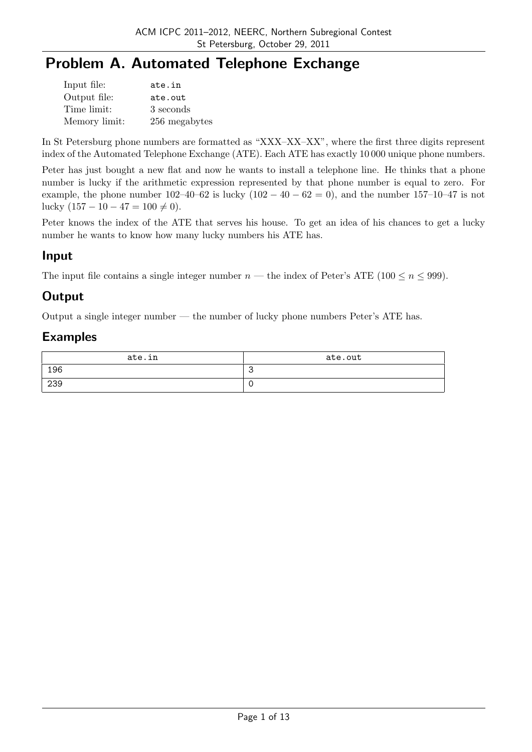# Problem A. Automated Telephone Exchange

| | |
|---|---|
| Input file: | `ate.in` |
| Output file: | `ate.out` |
| Time limit: | 3 seconds |
| Memory limit: | 256 megabytes |

In St Petersburg phone numbers are formatted as "XXX–XX–XX", where the first three digits represent index of the Automated Telephone Exchange (ATE). Each ATE has exactly 10 000 unique phone numbers.

Peter has just bought a new flat and now he wants to install a telephone line. He thinks that a phone number is lucky if the arithmetic expression represented by that phone number is equal to zero. For example, the phone number 102–40–62 is lucky ($102 - 40 - 62 = 0$), and the number 157–10–47 is not lucky ($157 - 10 - 47 = 100 \neq 0$).

Peter knows the index of the ATE that serves his house. To get an idea of his chances to get a lucky number he wants to know how many lucky numbers his ATE has.

## Input

The input file contains a single integer number $n$ — the index of Peter's ATE ($100 \leq n \leq 999$).

## Output

Output a single integer number — the number of lucky phone numbers Peter's ATE has.

## Examples

| ate.in | ate.out |
|---|---|
| 196 | 3 |
| 239 | 0 |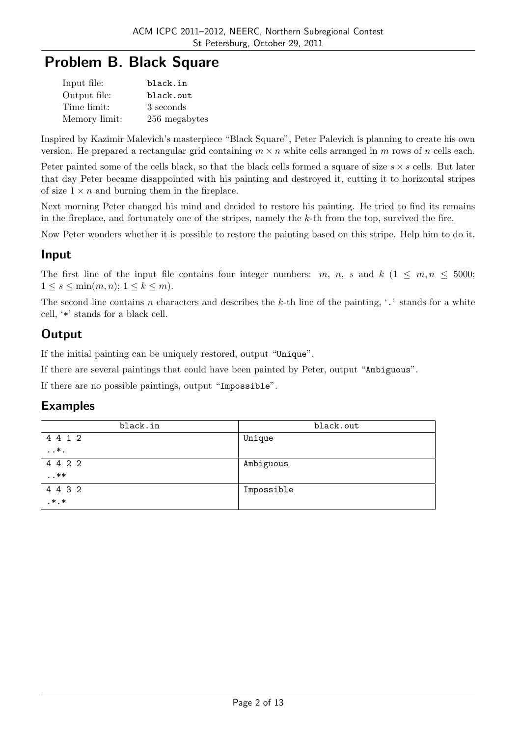# Problem B. Black Square

| | |
|---|---|
| Input file: | black.in |
| Output file: | black.out |
| Time limit: | 3 seconds |
| Memory limit: | 256 megabytes |

Inspired by Kazimir Malevich's masterpiece "Black Square", Peter Palevich is planning to create his own version. He prepared a rectangular grid containing $m \times n$ white cells arranged in $m$ rows of $n$ cells each.

Peter painted some of the cells black, so that the black cells formed a square of size $s \times s$ cells. But later that day Peter became disappointed with his painting and destroyed it, cutting it to horizontal stripes of size $1 \times n$ and burning them in the fireplace.

Next morning Peter changed his mind and decided to restore his painting. He tried to find its remains in the fireplace, and fortunately one of the stripes, namely the $k$-th from the top, survived the fire.

Now Peter wonders whether it is possible to restore the painting based on this stripe. Help him to do it.

## Input

The first line of the input file contains four integer numbers: $m$, $n$, $s$ and $k$ ($1 \le m, n \le 5000$; $1 \le s \le \min(m, n)$; $1 \le k \le m$).

The second line contains $n$ characters and describes the $k$-th line of the painting, '`.`' stands for a white cell, '`*`' stands for a black cell.

## Output

If the initial painting can be uniquely restored, output "`Unique`".

If there are several paintings that could have been painted by Peter, output "`Ambiguous`".

If there are no possible paintings, output "`Impossible`".

## Examples

| black.in | black.out |
|---|---|
| 4 4 1 2<br>..*. | Unique |
| 4 4 2 2<br>..** | Ambiguous |
| 4 4 3 2<br>.*.* | Impossible |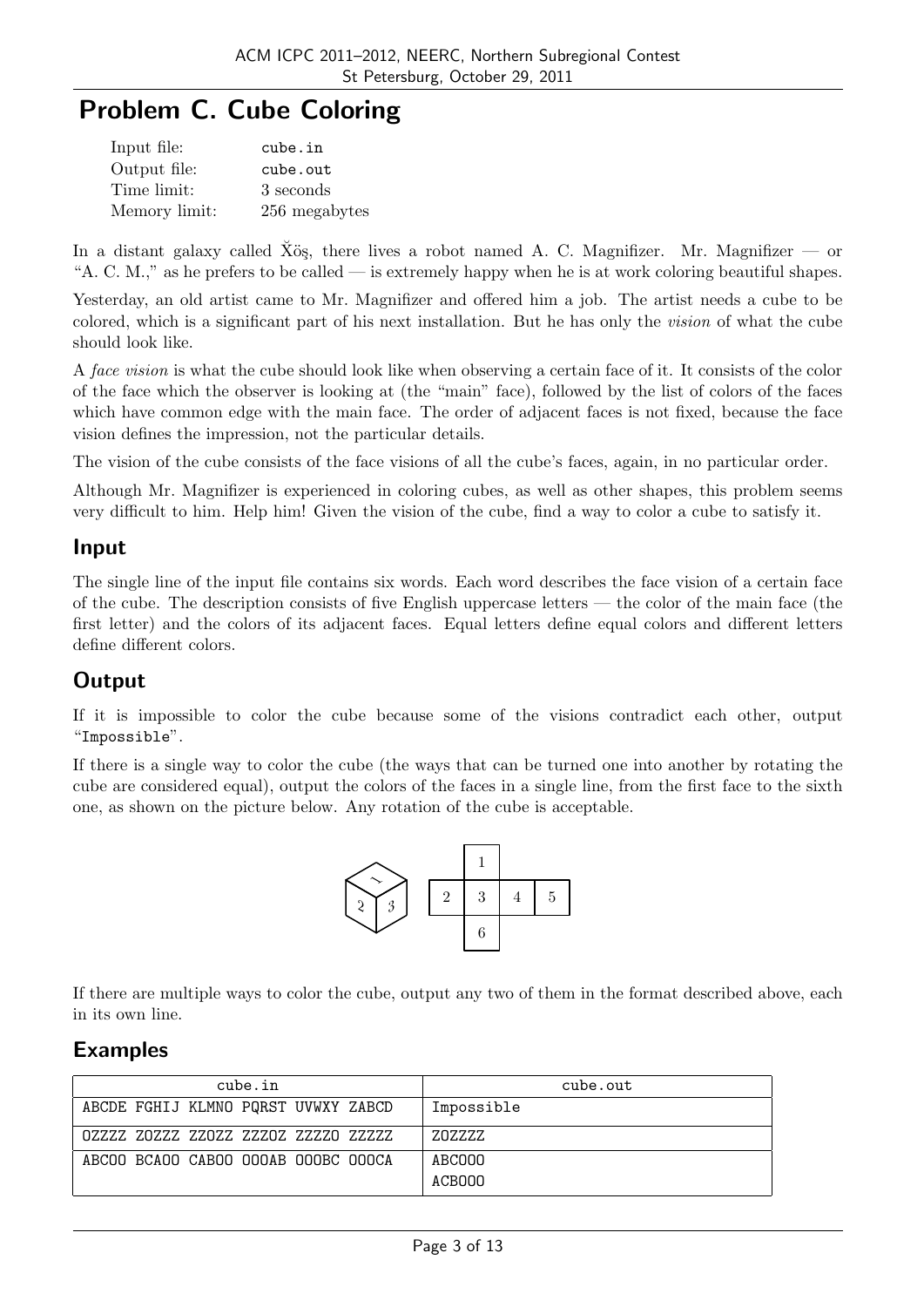# Problem C. Cube Coloring

| | |
|---|---|
| Input file: | cube.in |
| Output file: | cube.out |
| Time limit: | 3 seconds |
| Memory limit: | 256 megabytes |

In a distant galaxy called X̆öş, there lives a robot named A. C. Magnifizer. Mr. Magnifizer — or "A. C. M.," as he prefers to be called — is extremely happy when he is at work coloring beautiful shapes.

Yesterday, an old artist came to Mr. Magnifizer and offered him a job. The artist needs a cube to be colored, which is a significant part of his next installation. But he has only the *vision* of what the cube should look like.

A *face vision* is what the cube should look like when observing a certain face of it. It consists of the color of the face which the observer is looking at (the "main" face), followed by the list of colors of the faces which have common edge with the main face. The order of adjacent faces is not fixed, because the face vision defines the impression, not the particular details.

The vision of the cube consists of the face visions of all the cube's faces, again, in no particular order.

Although Mr. Magnifizer is experienced in coloring cubes, as well as other shapes, this problem seems very difficult to him. Help him! Given the vision of the cube, find a way to color a cube to satisfy it.

## Input

The single line of the input file contains six words. Each word describes the face vision of a certain face of the cube. The description consists of five English uppercase letters — the color of the main face (the first letter) and the colors of its adjacent faces. Equal letters define equal colors and different letters define different colors.

## Output

If it is impossible to color the cube because some of the visions contradict each other, output "Impossible".

If there is a single way to color the cube (the ways that can be turned one into another by rotating the cube are considered equal), output the colors of the faces in a single line, from the first face to the sixth one, as shown on the picture below. Any rotation of the cube is acceptable.

If there are multiple ways to color the cube, output any two of them in the format described above, each in its own line.

## Examples

| cube.in | cube.out |
|---|---|
| ABCDE FGHIJ KLMNO PQRST UVWXY ZABCD | Impossible |
| OZZZZ ZOZZZ ZZOZZ ZZZOZ ZZZZO ZZZZZ | ZOZZZZ |
| ABCOO BCAOO CABOO OOOAB OOOBC OOOCA | ABCOOO<br>ACBOOO |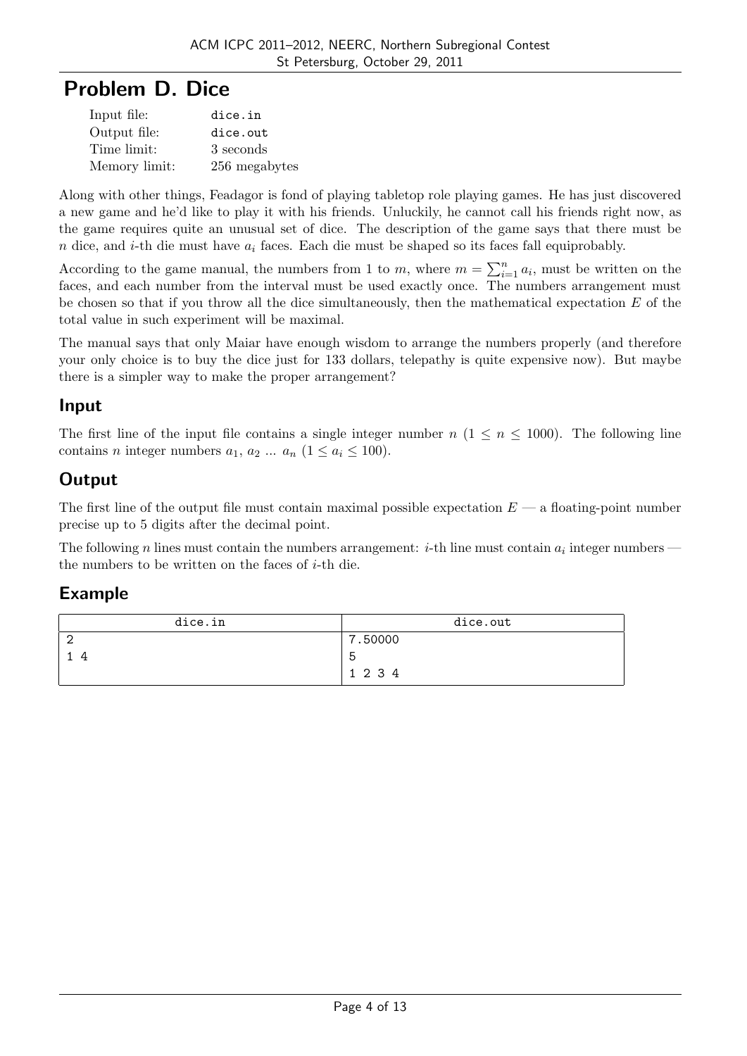# Problem D. Dice

| | |
|---|---|
| Input file: | dice.in |
| Output file: | dice.out |
| Time limit: | 3 seconds |
| Memory limit: | 256 megabytes |

Along with other things, Feadagor is fond of playing tabletop role playing games. He has just discovered a new game and he'd like to play it with his friends. Unluckily, he cannot call his friends right now, as the game requires quite an unusual set of dice. The description of the game says that there must be $n$ dice, and $i$-th die must have $a_i$ faces. Each die must be shaped so its faces fall equiprobably.

According to the game manual, the numbers from 1 to $m$, where $m = \sum_{i=1}^{n} a_i$, must be written on the faces, and each number from the interval must be used exactly once. The numbers arrangement must be chosen so that if you throw all the dice simultaneously, then the mathematical expectation $E$ of the total value in such experiment will be maximal.

The manual says that only Maiar have enough wisdom to arrange the numbers properly (and therefore your only choice is to buy the dice just for 133 dollars, telepathy is quite expensive now). But maybe there is a simpler way to make the proper arrangement?

## Input

The first line of the input file contains a single integer number $n$ ($1 \leq n \leq 1000$). The following line contains $n$ integer numbers $a_1$, $a_2$ ... $a_n$ ($1 \leq a_i \leq 100$).

## Output

The first line of the output file must contain maximal possible expectation $E$ — a floating-point number precise up to 5 digits after the decimal point.

The following $n$ lines must contain the numbers arrangement: $i$-th line must contain $a_i$ integer numbers — the numbers to be written on the faces of $i$-th die.

## Example

| dice.in | dice.out |
|---|---|
| 2<br>1 4 | 7.50000<br>5<br>1 2 3 4 |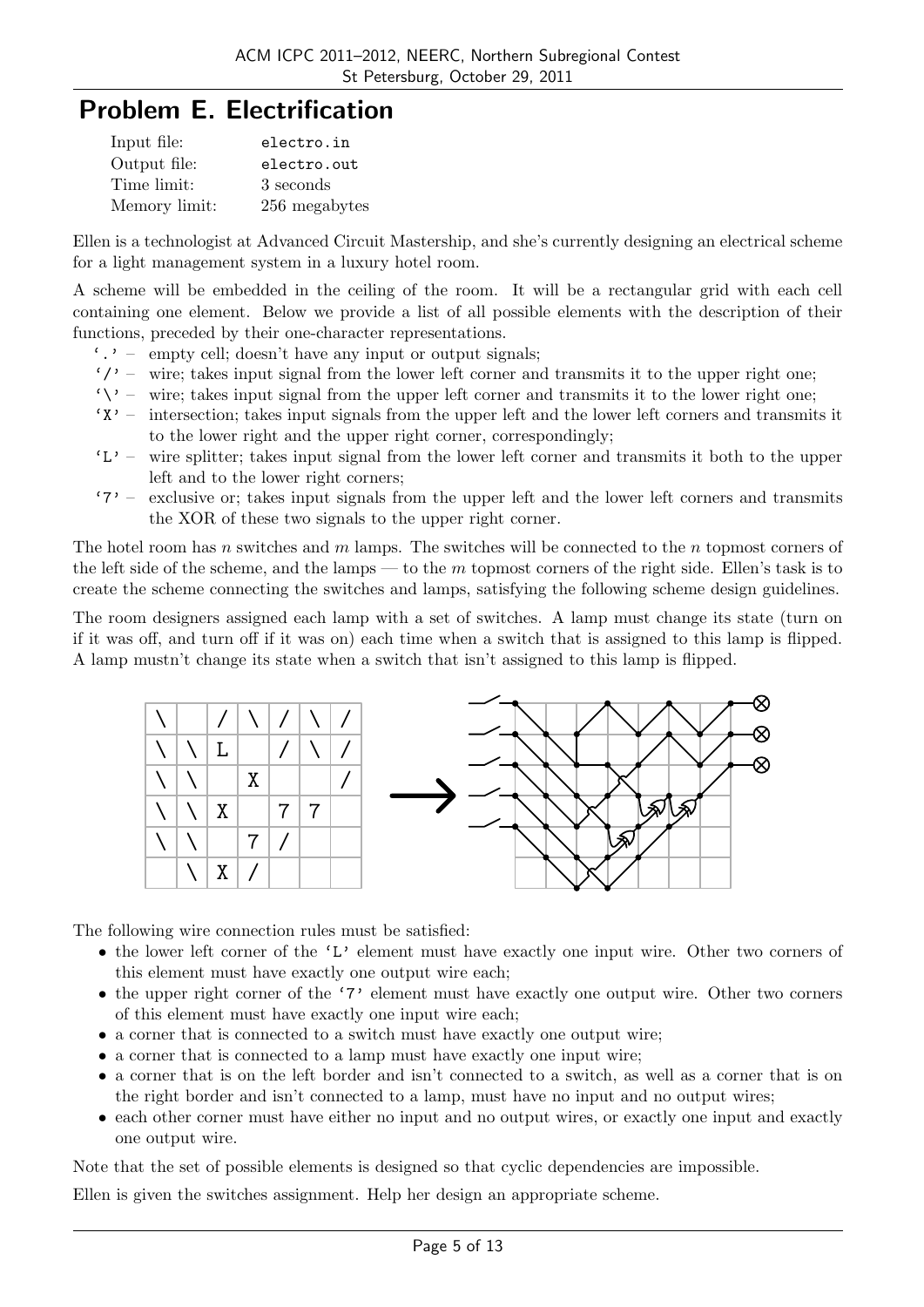# Problem E. Electrification

| | |
|---|---|
| Input file: | `electro.in` |
| Output file: | `electro.out` |
| Time limit: | 3 seconds |
| Memory limit: | 256 megabytes |

Ellen is a technologist at Advanced Circuit Mastership, and she's currently designing an electrical scheme for a light management system in a luxury hotel room.

A scheme will be embedded in the ceiling of the room. It will be a rectangular grid with each cell containing one element. Below we provide a list of all possible elements with the description of their functions, preceded by their one-character representations.

- '`.`' – empty cell; doesn't have any input or output signals;
- '`/`' – wire; takes input signal from the lower left corner and transmits it to the upper right one;
- '`\`' – wire; takes input signal from the upper left corner and transmits it to the lower right one;
- '`X`' – intersection; takes input signals from the upper left and the lower left corners and transmits it to the lower right and the upper right corner, correspondingly;
- '`L`' – wire splitter; takes input signal from the lower left corner and transmits it both to the upper left and to the lower right corners;
- '`7`' – exclusive or; takes input signals from the upper left and the lower left corners and transmits the XOR of these two signals to the upper right corner.

The hotel room has $n$ switches and $m$ lamps. The switches will be connected to the $n$ topmost corners of the left side of the scheme, and the lamps — to the $m$ topmost corners of the right side. Ellen's task is to create the scheme connecting the switches and lamps, satisfying the following scheme design guidelines.

The room designers assigned each lamp with a set of switches. A lamp must change its state (turn on if it was off, and turn off if it was on) each time when a switch that is assigned to this lamp is flipped. A lamp mustn't change its state when a switch that isn't assigned to this lamp is flipped.

```
\   / \ / \ /
\ \ L   / \ /
\ \   X     /
\ \ X   7 7
\ \   7 /
  \ X /
```

The following wire connection rules must be satisfied:

- the lower left corner of the '`L`' element must have exactly one input wire. Other two corners of this element must have exactly one output wire each;
- the upper right corner of the '`7`' element must have exactly one output wire. Other two corners of this element must have exactly one input wire each;
- a corner that is connected to a switch must have exactly one output wire;
- a corner that is connected to a lamp must have exactly one input wire;
- a corner that is on the left border and isn't connected to a switch, as well as a corner that is on the right border and isn't connected to a lamp, must have no input and no output wires;
- each other corner must have either no input and no output wires, or exactly one input and exactly one output wire.

Note that the set of possible elements is designed so that cyclic dependencies are impossible.

Ellen is given the switches assignment. Help her design an appropriate scheme.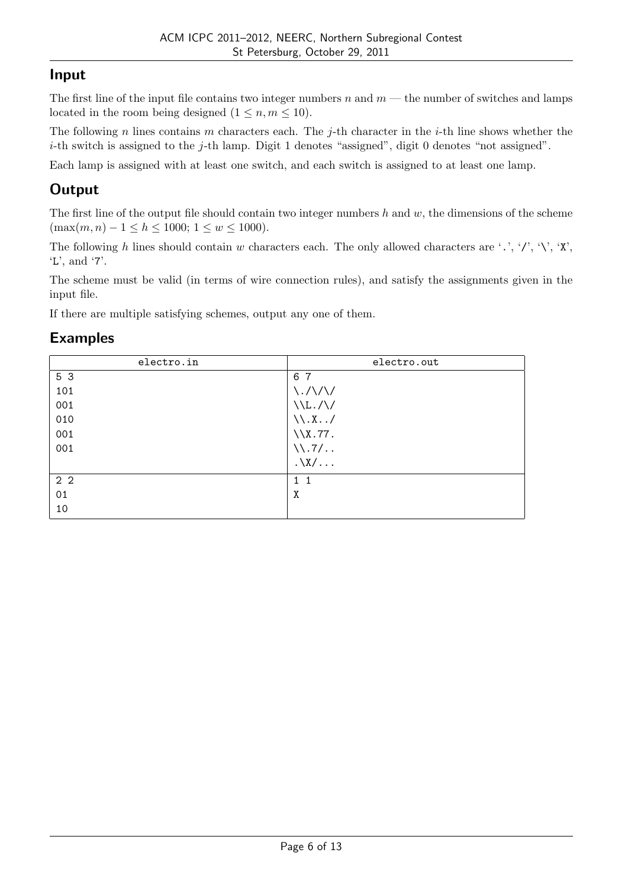## Input

The first line of the input file contains two integer numbers $n$ and $m$ — the number of switches and lamps located in the room being designed ($1 \le n, m \le 10$).

The following $n$ lines contains $m$ characters each. The $j$-th character in the $i$-th line shows whether the $i$-th switch is assigned to the $j$-th lamp. Digit 1 denotes "assigned", digit 0 denotes "not assigned".

Each lamp is assigned with at least one switch, and each switch is assigned to at least one lamp.

## Output

The first line of the output file should contain two integer numbers $h$ and $w$, the dimensions of the scheme ($\max(m, n) - 1 \le h \le 1000$; $1 \le w \le 1000$).

The following $h$ lines should contain $w$ characters each. The only allowed characters are '.', '/', '\', 'X', 'L', and '7'.

The scheme must be valid (in terms of wire connection rules), and satisfy the assignments given in the input file.

If there are multiple satisfying schemes, output any one of them.

## Examples

| electro.in | electro.out |
|---|---|
| 5 3<br>101<br>001<br>010<br>001<br>001 | 6 7<br>\./\/\/<br>\\L./\/<br>\\.X../<br>\\X.77.<br>\\.7/..<br>.\X/... |
| 2 2<br>01<br>10 | 1 1<br>X |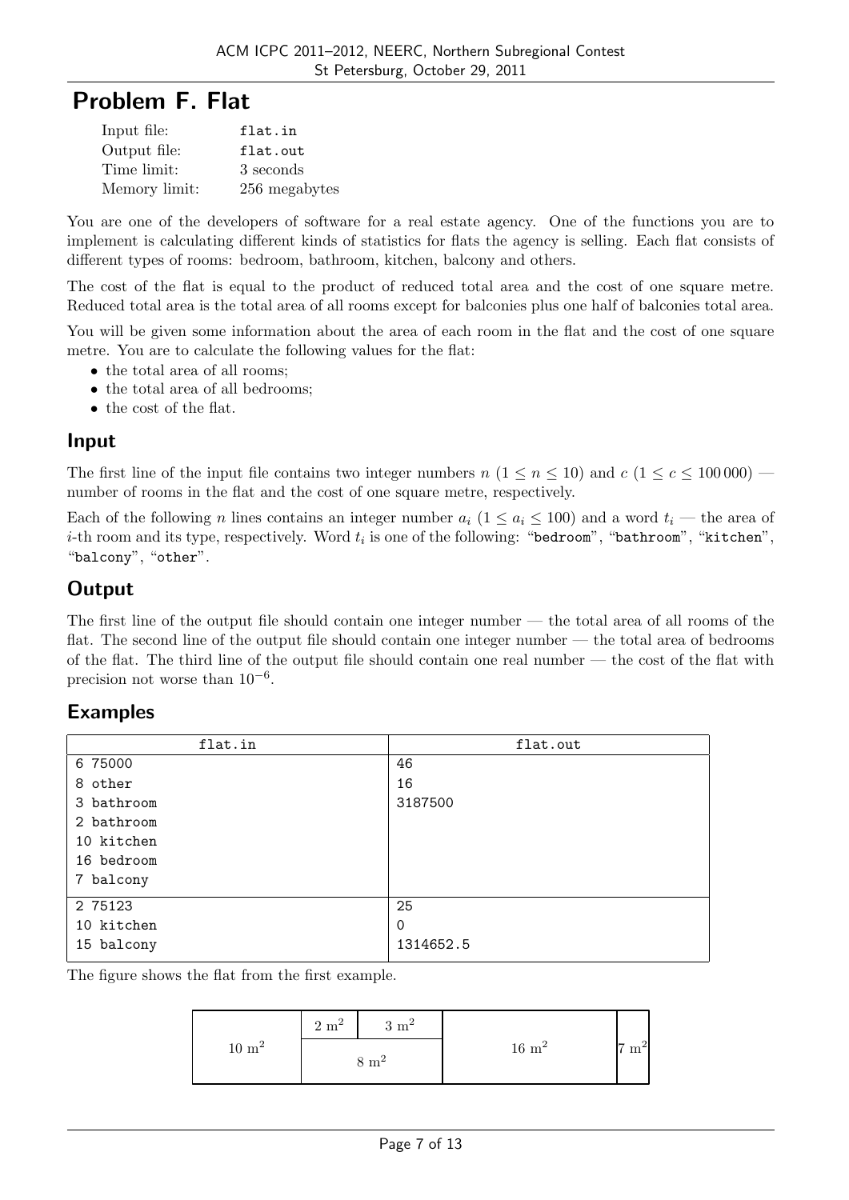# Problem F. Flat

| | |
|---|---|
| Input file: | `flat.in` |
| Output file: | `flat.out` |
| Time limit: | 3 seconds |
| Memory limit: | 256 megabytes |

You are one of the developers of software for a real estate agency. One of the functions you are to implement is calculating different kinds of statistics for flats the agency is selling. Each flat consists of different types of rooms: bedroom, bathroom, kitchen, balcony and others.

The cost of the flat is equal to the product of reduced total area and the cost of one square metre. Reduced total area is the total area of all rooms except for balconies plus one half of balconies total area.

You will be given some information about the area of each room in the flat and the cost of one square metre. You are to calculate the following values for the flat:

- the total area of all rooms;
- the total area of all bedrooms;
- the cost of the flat.

## Input

The first line of the input file contains two integer numbers $n$ ($1 \le n \le 10$) and $c$ ($1 \le c \le 100\,000$) — number of rooms in the flat and the cost of one square metre, respectively.

Each of the following $n$ lines contains an integer number $a_i$ ($1 \le a_i \le 100$) and a word $t_i$ — the area of $i$-th room and its type, respectively. Word $t_i$ is one of the following: "`bedroom`", "`bathroom`", "`kitchen`", "`balcony`", "`other`".

## Output

The first line of the output file should contain one integer number — the total area of all rooms of the flat. The second line of the output file should contain one integer number — the total area of bedrooms of the flat. The third line of the output file should contain one real number — the cost of the flat with precision not worse than $10^{-6}$.

## Examples

| flat.in | flat.out |
|---|---|
| 6 75000<br>8 other<br>3 bathroom<br>2 bathroom<br>10 kitchen<br>16 bedroom<br>7 balcony | 46<br>16<br>3187500 |
| 2 75123<br>10 kitchen<br>15 balcony | 25<br>0<br>1314652.5 |

The figure shows the flat from the first example.

| $10\ \text{m}^2$ | $2\ \text{m}^2$ | $3\ \text{m}^2$ | $16\ \text{m}^2$ | $7\ \text{m}^2$ |
|---|---|---|---|---|
| | $8\ \text{m}^2$ | | | |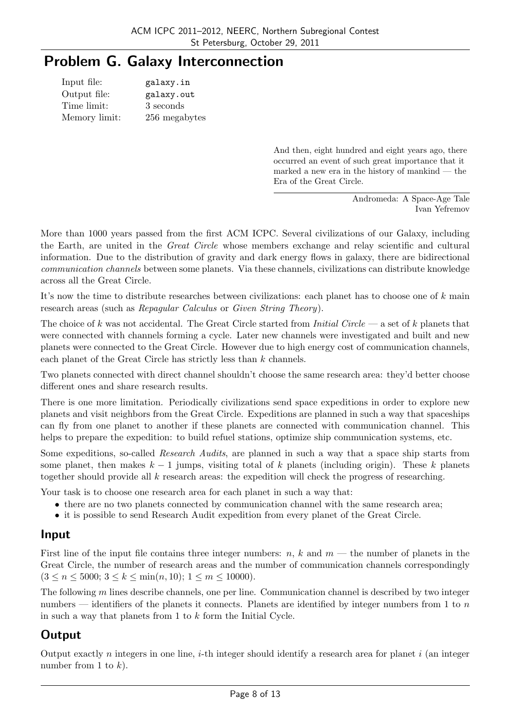# Problem G. Galaxy Interconnection

| | |
|---|---|
| Input file: | `galaxy.in` |
| Output file: | `galaxy.out` |
| Time limit: | 3 seconds |
| Memory limit: | 256 megabytes |

> And then, eight hundred and eight years ago, there occurred an event of such great importance that it marked a new era in the history of mankind — the Era of the Great Circle.
>
> Andromeda: A Space-Age Tale
> Ivan Yefremov

More than 1000 years passed from the first ACM ICPC. Several civilizations of our Galaxy, including the Earth, are united in the *Great Circle* whose members exchange and relay scientific and cultural information. Due to the distribution of gravity and dark energy flows in galaxy, there are bidirectional *communication channels* between some planets. Via these channels, civilizations can distribute knowledge across all the Great Circle.

It's now the time to distribute researches between civilizations: each planet has to choose one of $k$ main research areas (such as *Repagular Calculus* or *Given String Theory*).

The choice of $k$ was not accidental. The Great Circle started from *Initial Circle* — a set of $k$ planets that were connected with channels forming a cycle. Later new channels were investigated and built and new planets were connected to the Great Circle. However due to high energy cost of communication channels, each planet of the Great Circle has strictly less than $k$ channels.

Two planets connected with direct channel shouldn't choose the same research area: they'd better choose different ones and share research results.

There is one more limitation. Periodically civilizations send space expeditions in order to explore new planets and visit neighbors from the Great Circle. Expeditions are planned in such a way that spaceships can fly from one planet to another if these planets are connected with communication channel. This helps to prepare the expedition: to build refuel stations, optimize ship communication systems, etc.

Some expeditions, so-called *Research Audits*, are planned in such a way that a space ship starts from some planet, then makes $k-1$ jumps, visiting total of $k$ planets (including origin). These $k$ planets together should provide all $k$ research areas: the expedition will check the progress of researching.

Your task is to choose one research area for each planet in such a way that:

- there are no two planets connected by communication channel with the same research area;
- it is possible to send Research Audit expedition from every planet of the Great Circle.

## Input

First line of the input file contains three integer numbers: $n$, $k$ and $m$ — the number of planets in the Great Circle, the number of research areas and the number of communication channels correspondingly ($3 \le n \le 5000$; $3 \le k \le \min(n, 10)$; $1 \le m \le 10000$).

The following $m$ lines describe channels, one per line. Communication channel is described by two integer numbers — identifiers of the planets it connects. Planets are identified by integer numbers from 1 to $n$ in such a way that planets from 1 to $k$ form the Initial Cycle.

## Output

Output exactly $n$ integers in one line, $i$-th integer should identify a research area for planet $i$ (an integer number from 1 to $k$).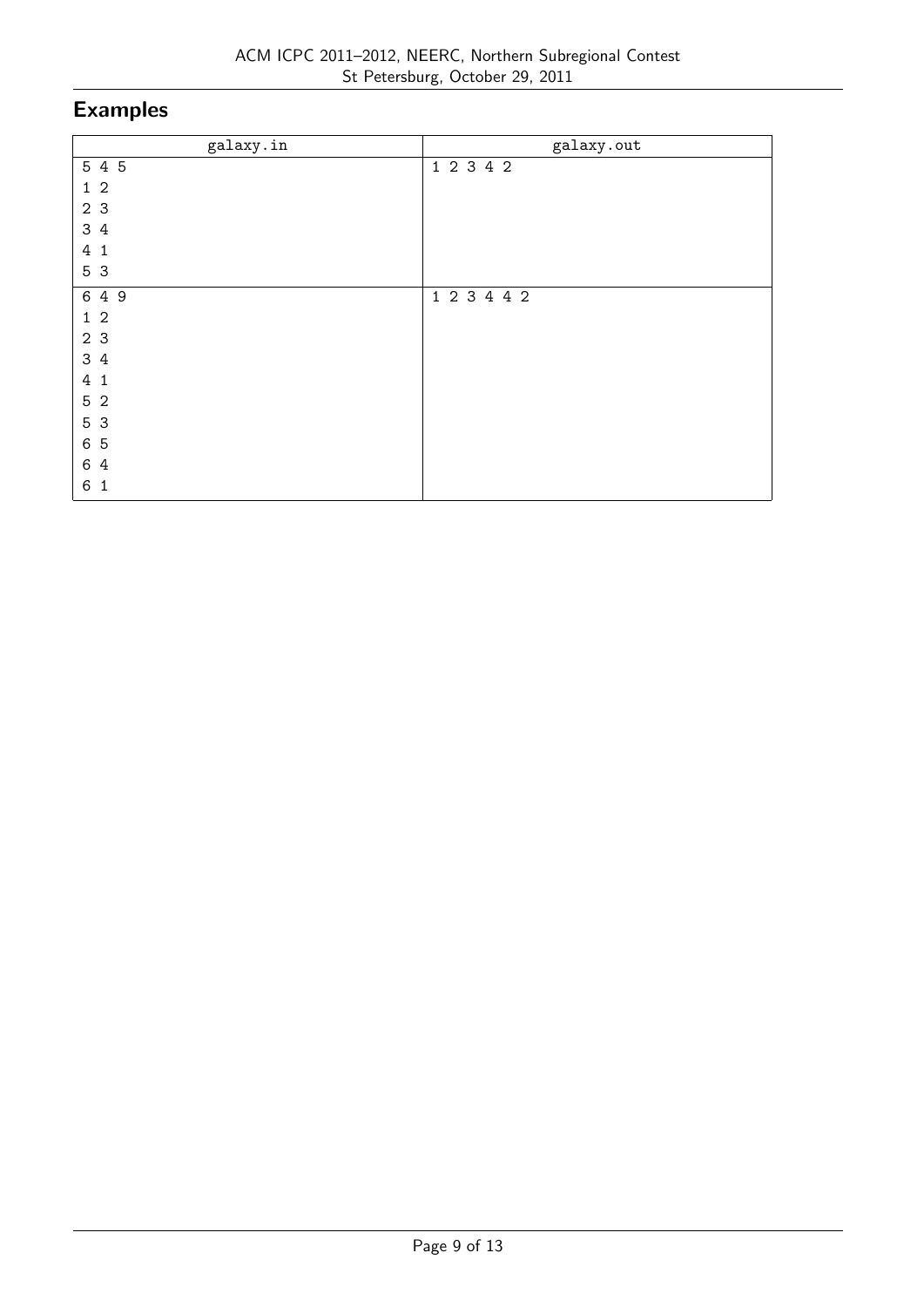## Examples

| galaxy.in | galaxy.out |
|---|---|
| 5 4 5<br>1 2<br>2 3<br>3 4<br>4 1<br>5 3 | 1 2 3 4 2 |
| 6 4 9<br>1 2<br>2 3<br>3 4<br>4 1<br>5 2<br>5 3<br>6 5<br>6 4<br>6 1 | 1 2 3 4 4 2 |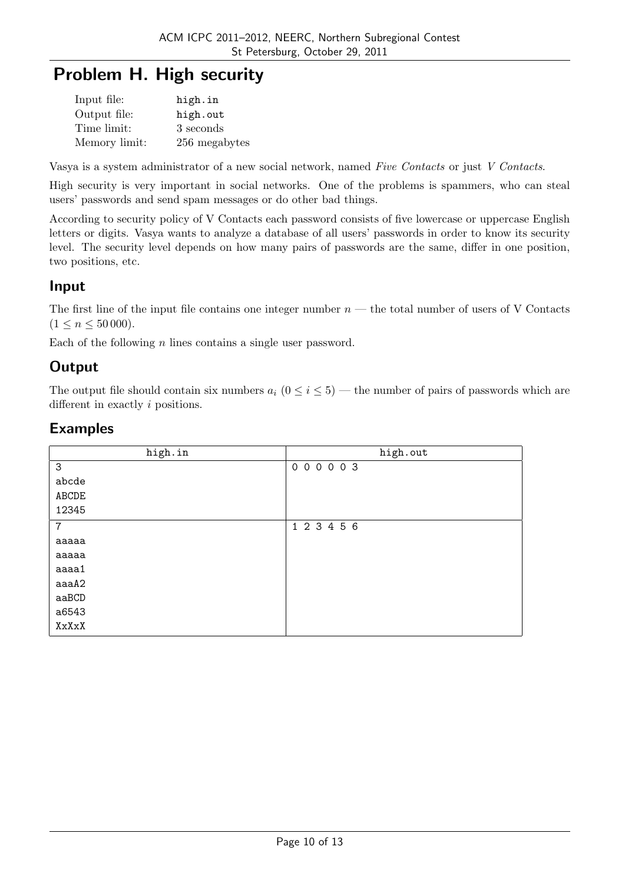# Problem H. High security

| | |
|---|---|
| Input file: | high.in |
| Output file: | high.out |
| Time limit: | 3 seconds |
| Memory limit: | 256 megabytes |

Vasya is a system administrator of a new social network, named *Five Contacts* or just *V Contacts*.

High security is very important in social networks. One of the problems is spammers, who can steal users' passwords and send spam messages or do other bad things.

According to security policy of V Contacts each password consists of five lowercase or uppercase English letters or digits. Vasya wants to analyze a database of all users' passwords in order to know its security level. The security level depends on how many pairs of passwords are the same, differ in one position, two positions, etc.

## Input

The first line of the input file contains one integer number $n$ — the total number of users of V Contacts ($1 \le n \le 50\,000$).

Each of the following $n$ lines contains a single user password.

## Output

The output file should contain six numbers $a_i$ ($0 \le i \le 5$) — the number of pairs of passwords which are different in exactly $i$ positions.

## Examples

| high.in | high.out |
|---|---|
| 3<br>abcde<br>ABCDE<br>12345 | 0 0 0 0 0 3 |
| 7<br>aaaaa<br>aaaaa<br>aaaa1<br>aaaA2<br>aaBCD<br>a6543<br>XxXxX | 1 2 3 4 5 6 |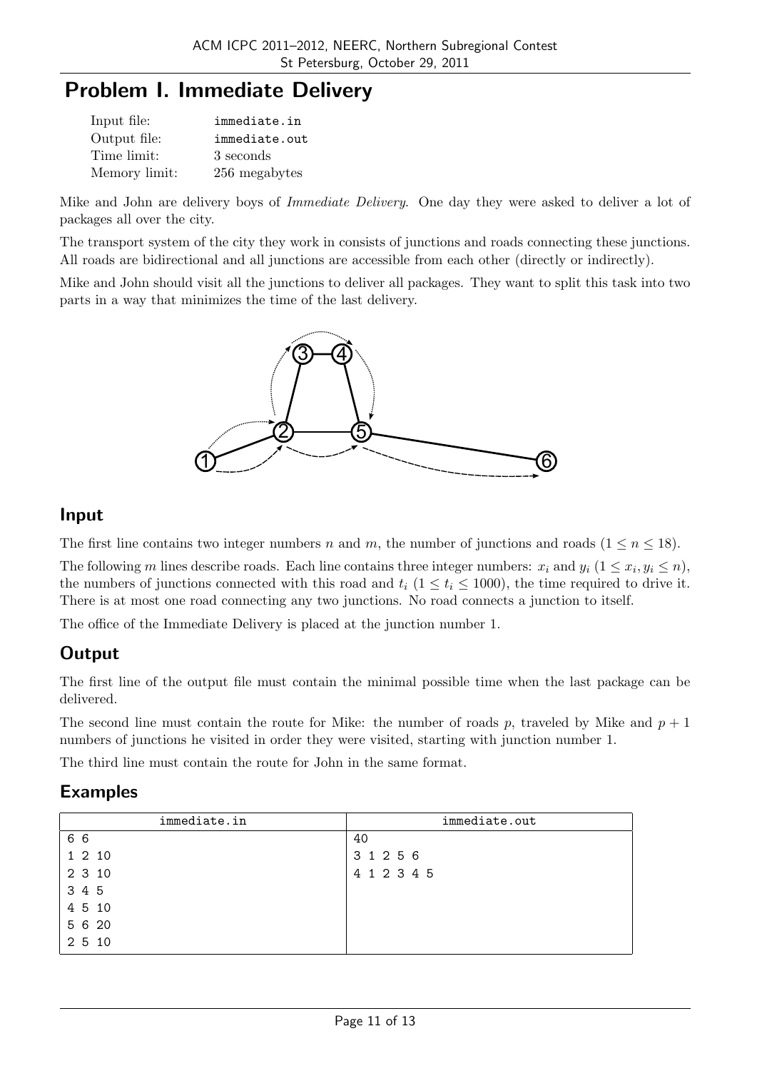# Problem I. Immediate Delivery

| | |
|---|---|
| Input file: | immediate.in |
| Output file: | immediate.out |
| Time limit: | 3 seconds |
| Memory limit: | 256 megabytes |

Mike and John are delivery boys of *Immediate Delivery*. One day they were asked to deliver a lot of packages all over the city.

The transport system of the city they work in consists of junctions and roads connecting these junctions. All roads are bidirectional and all junctions are accessible from each other (directly or indirectly).

Mike and John should visit all the junctions to deliver all packages. They want to split this task into two parts in a way that minimizes the time of the last delivery.

## Input

The first line contains two integer numbers $n$ and $m$, the number of junctions and roads ($1 \le n \le 18$).

The following $m$ lines describe roads. Each line contains three integer numbers: $x_i$ and $y_i$ ($1 \le x_i, y_i \le n$), the numbers of junctions connected with this road and $t_i$ ($1 \le t_i \le 1000$), the time required to drive it. There is at most one road connecting any two junctions. No road connects a junction to itself.

The office of the Immediate Delivery is placed at the junction number 1.

## Output

The first line of the output file must contain the minimal possible time when the last package can be delivered.

The second line must contain the route for Mike: the number of roads $p$, traveled by Mike and $p + 1$ numbers of junctions he visited in order they were visited, starting with junction number 1.

The third line must contain the route for John in the same format.

## Examples

| immediate.in | immediate.out |
|---|---|
| 6 6<br>1 2 10<br>2 3 10<br>3 4 5<br>4 5 10<br>5 6 20<br>2 5 10 | 40<br>3 1 2 5 6<br>4 1 2 3 4 5 |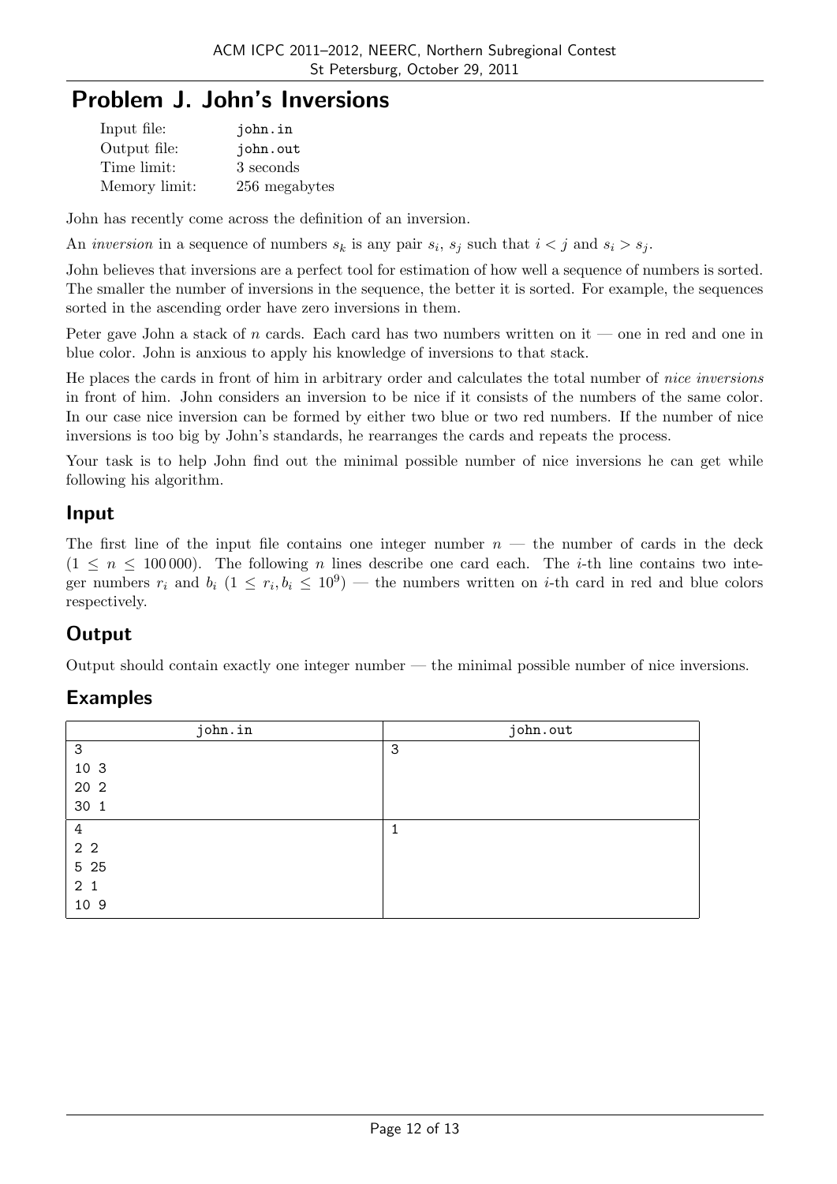# Problem J. John's Inversions

| Input file: | john.in |
|---|---|
| Output file: | john.out |
| Time limit: | 3 seconds |
| Memory limit: | 256 megabytes |

John has recently come across the definition of an inversion.

An *inversion* in a sequence of numbers $s_k$ is any pair $s_i$, $s_j$ such that $i < j$ and $s_i > s_j$.

John believes that inversions are a perfect tool for estimation of how well a sequence of numbers is sorted. The smaller the number of inversions in the sequence, the better it is sorted. For example, the sequences sorted in the ascending order have zero inversions in them.

Peter gave John a stack of $n$ cards. Each card has two numbers written on it — one in red and one in blue color. John is anxious to apply his knowledge of inversions to that stack.

He places the cards in front of him in arbitrary order and calculates the total number of *nice inversions* in front of him. John considers an inversion to be nice if it consists of the numbers of the same color. In our case nice inversion can be formed by either two blue or two red numbers. If the number of nice inversions is too big by John's standards, he rearranges the cards and repeats the process.

Your task is to help John find out the minimal possible number of nice inversions he can get while following his algorithm.

## Input

The first line of the input file contains one integer number $n$ — the number of cards in the deck ($1 \le n \le 100\,000$). The following $n$ lines describe one card each. The $i$-th line contains two integer numbers $r_i$ and $b_i$ ($1 \le r_i, b_i \le 10^9$) — the numbers written on $i$-th card in red and blue colors respectively.

## Output

Output should contain exactly one integer number — the minimal possible number of nice inversions.

## Examples

| john.in | john.out |
|---|---|
| 3<br>10 3<br>20 2<br>30 1 | 3 |
| 4<br>2 2<br>5 25<br>2 1<br>10 9 | 1 |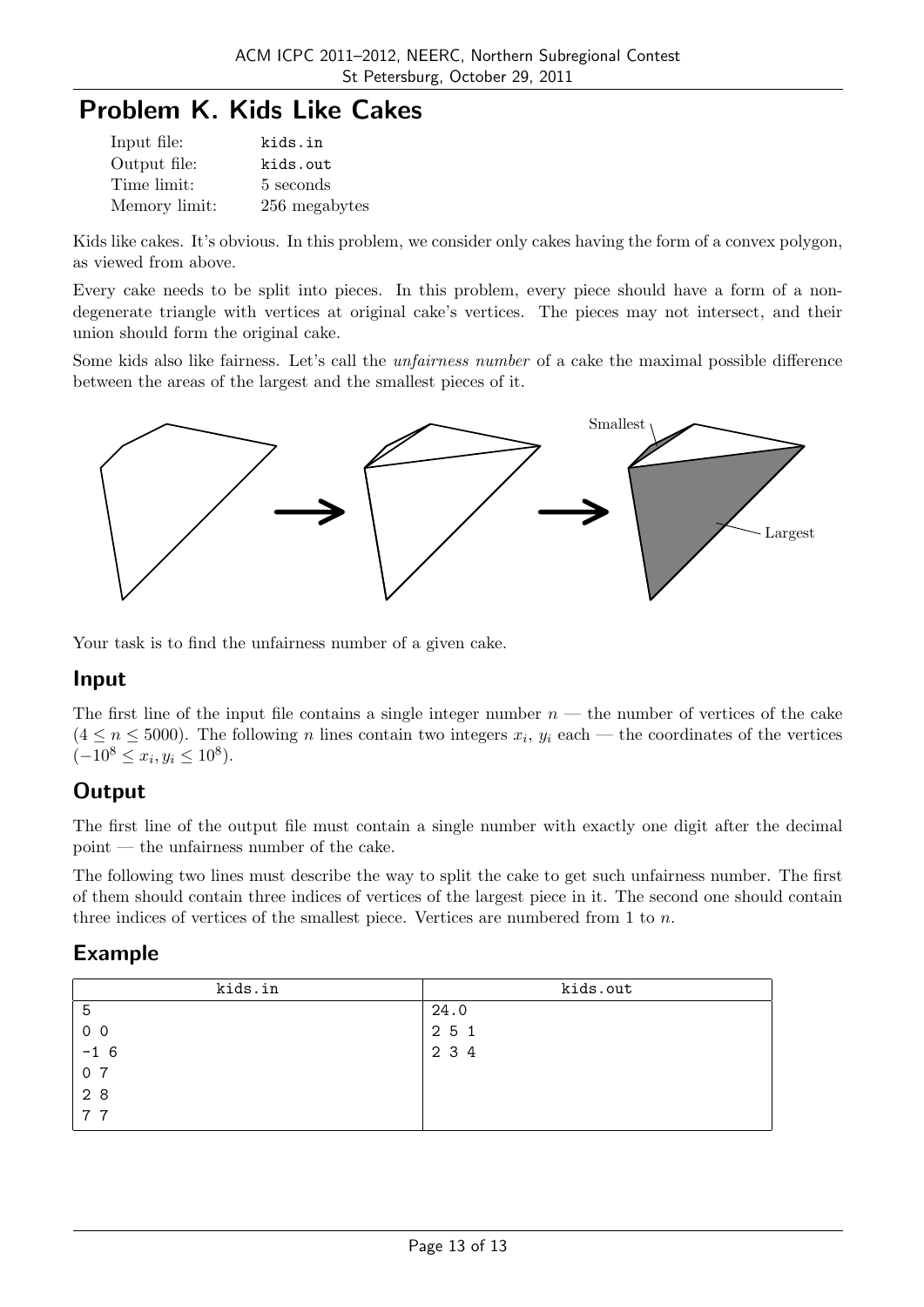# Problem K. Kids Like Cakes

| | |
|---|---|
| Input file: | kids.in |
| Output file: | kids.out |
| Time limit: | 5 seconds |
| Memory limit: | 256 megabytes |

Kids like cakes. It's obvious. In this problem, we consider only cakes having the form of a convex polygon, as viewed from above.

Every cake needs to be split into pieces. In this problem, every piece should have a form of a non-degenerate triangle with vertices at original cake's vertices. The pieces may not intersect, and their union should form the original cake.

Some kids also like fairness. Let's call the *unfairness number* of a cake the maximal possible difference between the areas of the largest and the smallest pieces of it.

Smallest

Largest

Your task is to find the unfairness number of a given cake.

## Input

The first line of the input file contains a single integer number $n$ — the number of vertices of the cake ($4 \le n \le 5000$). The following $n$ lines contain two integers $x_i$, $y_i$ each — the coordinates of the vertices ($-10^8 \le x_i, y_i \le 10^8$).

## Output

The first line of the output file must contain a single number with exactly one digit after the decimal point — the unfairness number of the cake.

The following two lines must describe the way to split the cake to get such unfairness number. The first of them should contain three indices of vertices of the largest piece in it. The second one should contain three indices of vertices of the smallest piece. Vertices are numbered from 1 to $n$.

## Example

| kids.in | kids.out |
|---|---|
| 5<br>0 0<br>-1 6<br>0 7<br>2 8<br>7 7 | 24.0<br>2 5 1<br>2 3 4 |